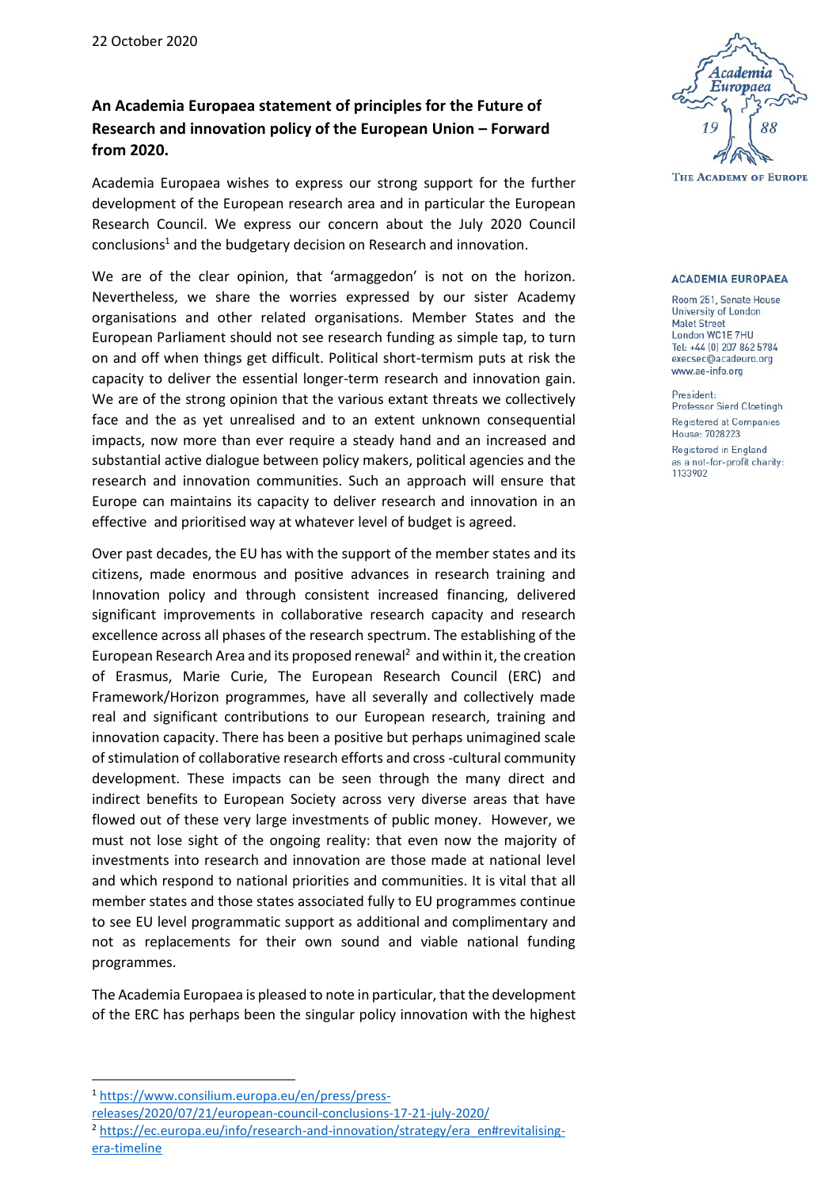22 October 2020

**An Academia Europaea statement of principles for the Future of Research and innovation policy of the European Union – Forward from 2020.**

Academia Europaea wishes to express our strong support for the further development of the European research area and in particular the European Research Council. We express our concern about the July 2020 Council conclusions[1] and the budgetary decision on Research and innovation.

We are of the clear opinion, that 'armaggedon' is not on the horizon. Nevertheless, we share the worries expressed by our sister Academy organisations and other related organisations. Member States and the European Parliament should not see research funding as simple tap, to turn on and off when things get difficult. Political short-termism puts at risk the capacity to deliver the essential longer-term research and innovation gain. We are of the strong opinion that the various extant threats we collectively face and the as yet unrealised and to an extent unknown consequential impacts, now more than ever require a steady hand and an increased and substantial active dialogue between policy makers, political agencies and the research and innovation communities. Such an approach will ensure that Europe can maintains its capacity to deliver research and innovation in an effective and prioritised way at whatever level of budget is agreed.

Over past decades, the EU has with the support of the member states and its citizens, made enormous and positive advances in research training and Innovation policy and through consistent increased financing, delivered significant improvements in collaborative research capacity and research excellence across all phases of the research spectrum. The establishing of the European Research Area and its proposed renewal[2] and within it, the creation of Erasmus, Marie Curie, The European Research Council (ERC) and Framework/Horizon programmes, have all severally and collectively made real and significant contributions to our European research, training and innovation capacity. There has been a positive but perhaps unimagined scale of stimulation of collaborative research efforts and cross -cultural community development. These impacts can be seen through the many direct and indirect benefits to European Society across very diverse areas that have flowed out of these very large investments of public money. However, we must not lose sight of the ongoing reality: that even now the majority of investments into research and innovation are those made at national level and which respond to national priorities and communities. It is vital that all member states and those states associated fully to EU programmes continue to see EU level programmatic support as additional and complimentary and not as replacements for their own sound and viable national funding programmes.

The Academia Europaea is pleased to note in particular, that the development of the ERC has perhaps been the singular policy innovation with the highest

---

[1] https://www.consilium.europa.eu/en/press/press-releases/2020/07/21/european-council-conclusions-17-21-july-2020/

[2] https://ec.europa.eu/info/research-and-innovation/strategy/era_en#revitalising-era-timeline

**ACADEMIA EUROPAEA**

Room 251, Senate House
University of London
Malet Street
London WC1E 7HU
Tel: +44 (0) 207 862 5784
execsec@acadeuro.org
www.ae-info.org

President:
Professor Sierd Cloetingh

Registered at Companies House: 7028223

Registered in England as a not-for-profit charity: 1133902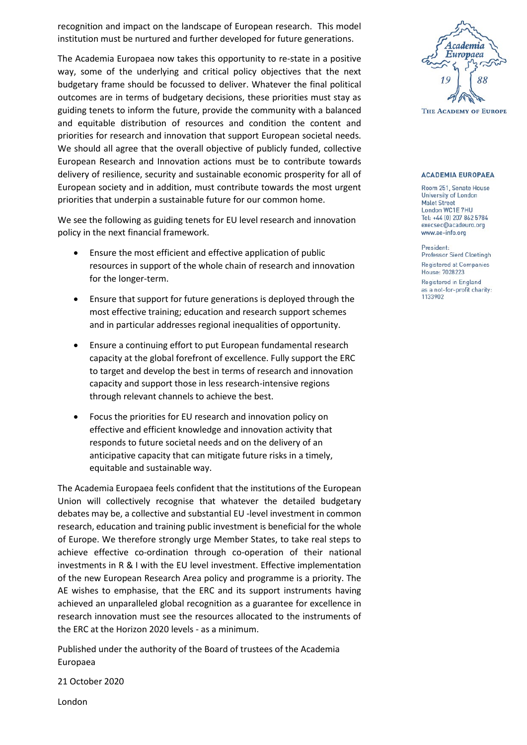recognition and impact on the landscape of European research. This model institution must be nurtured and further developed for future generations.

The Academia Europaea now takes this opportunity to re-state in a positive way, some of the underlying and critical policy objectives that the next budgetary frame should be focussed to deliver. Whatever the final political outcomes are in terms of budgetary decisions, these priorities must stay as guiding tenets to inform the future, provide the community with a balanced and equitable distribution of resources and condition the content and priorities for research and innovation that support European societal needs. We should all agree that the overall objective of publicly funded, collective European Research and Innovation actions must be to contribute towards delivery of resilience, security and sustainable economic prosperity for all of European society and in addition, must contribute towards the most urgent priorities that underpin a sustainable future for our common home.

We see the following as guiding tenets for EU level research and innovation policy in the next financial framework.

- Ensure the most efficient and effective application of public resources in support of the whole chain of research and innovation for the longer-term.
- Ensure that support for future generations is deployed through the most effective training; education and research support schemes and in particular addresses regional inequalities of opportunity.
- Ensure a continuing effort to put European fundamental research capacity at the global forefront of excellence. Fully support the ERC to target and develop the best in terms of research and innovation capacity and support those in less research-intensive regions through relevant channels to achieve the best.
- Focus the priorities for EU research and innovation policy on effective and efficient knowledge and innovation activity that responds to future societal needs and on the delivery of an anticipative capacity that can mitigate future risks in a timely, equitable and sustainable way.

The Academia Europaea feels confident that the institutions of the European Union will collectively recognise that whatever the detailed budgetary debates may be, a collective and substantial EU -level investment in common research, education and training public investment is beneficial for the whole of Europe. We therefore strongly urge Member States, to take real steps to achieve effective co-ordination through co-operation of their national investments in R & I with the EU level investment. Effective implementation of the new European Research Area policy and programme is a priority. The AE wishes to emphasise, that the ERC and its support instruments having achieved an unparalleled global recognition as a guarantee for excellence in research innovation must see the resources allocated to the instruments of the ERC at the Horizon 2020 levels - as a minimum.

Published under the authority of the Board of trustees of the Academia Europaea

21 October 2020

London

Academia Europaea
19 88
THE ACADEMY OF EUROPE

**ACADEMIA EUROPAEA**

Room 251, Senate House
University of London
Malet Street
London WC1E 7HU
Tel: +44 (0) 207 862 5784
execsec@acadeuro.org
www.ae-info.org

President:
Professor Sierd Cloetingh

Registered at Companies House: 7028223

Registered in England as a not-for-profit charity: 1133902